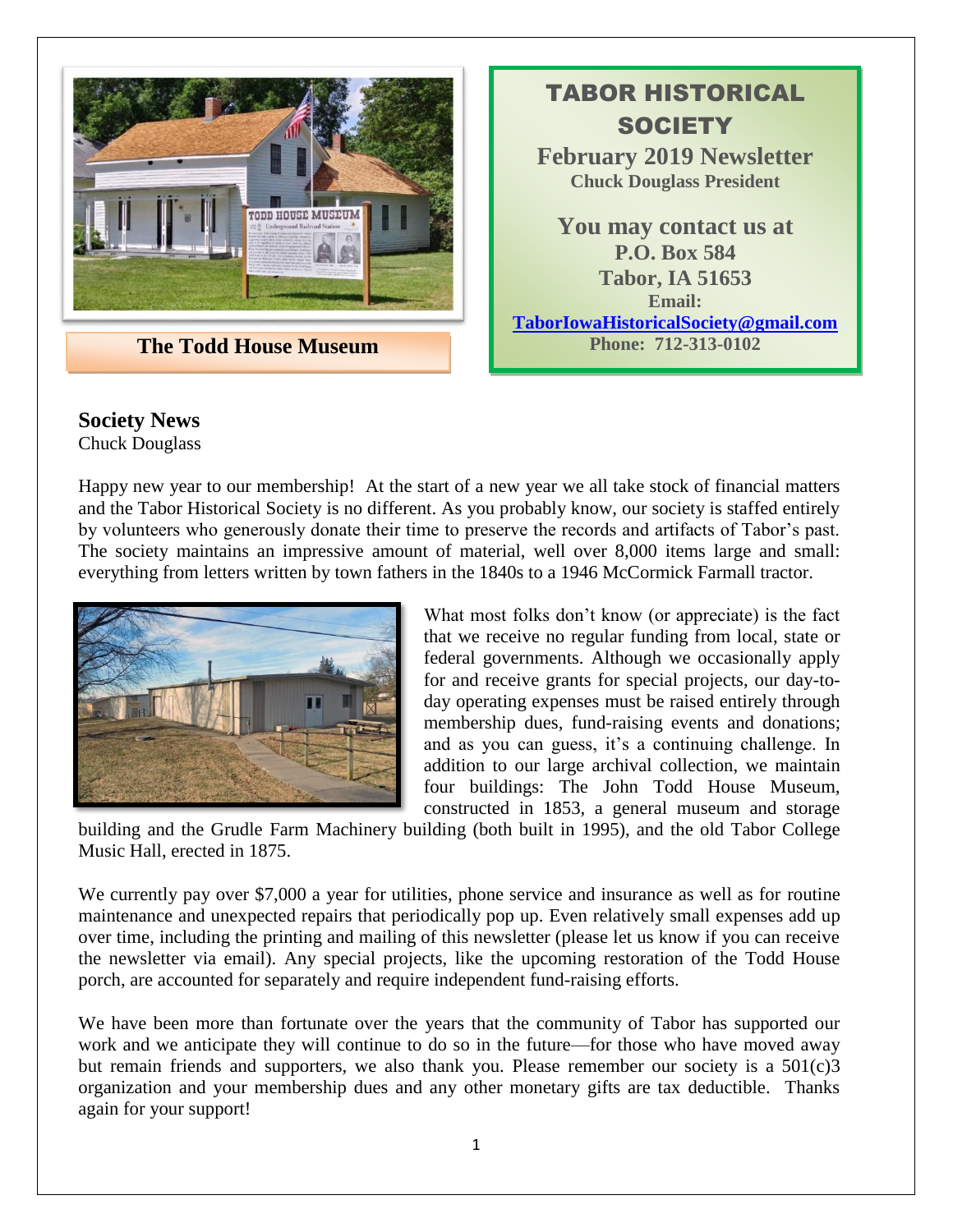The Todd House Museum

# TABOR HISTORICAL SOCIETY

**February 2019 Newsletter**
**Chuck Douglass President**

**You may contact us at**
**P.O. Box 584**
**Tabor, IA 51653**
**Email:**
**TaborIowaHistoricalSociety@gmail.com**
**Phone: 712-313-0102**

## Society News

Chuck Douglass

Happy new year to our membership! At the start of a new year we all take stock of financial matters and the Tabor Historical Society is no different. As you probably know, our society is staffed entirely by volunteers who generously donate their time to preserve the records and artifacts of Tabor's past. The society maintains an impressive amount of material, well over 8,000 items large and small: everything from letters written by town fathers in the 1840s to a 1946 McCormick Farmall tractor.

What most folks don't know (or appreciate) is the fact that we receive no regular funding from local, state or federal governments. Although we occasionally apply for and receive grants for special projects, our day-to-day operating expenses must be raised entirely through membership dues, fund-raising events and donations; and as you can guess, it's a continuing challenge. In addition to our large archival collection, we maintain four buildings: The John Todd House Museum, constructed in 1853, a general museum and storage building and the Grudle Farm Machinery building (both built in 1995), and the old Tabor College Music Hall, erected in 1875.

We currently pay over $7,000 a year for utilities, phone service and insurance as well as for routine maintenance and unexpected repairs that periodically pop up. Even relatively small expenses add up over time, including the printing and mailing of this newsletter (please let us know if you can receive the newsletter via email). Any special projects, like the upcoming restoration of the Todd House porch, are accounted for separately and require independent fund-raising efforts.

We have been more than fortunate over the years that the community of Tabor has supported our work and we anticipate they will continue to do so in the future—for those who have moved away but remain friends and supporters, we also thank you. Please remember our society is a 501(c)3 organization and your membership dues and any other monetary gifts are tax deductible. Thanks again for your support!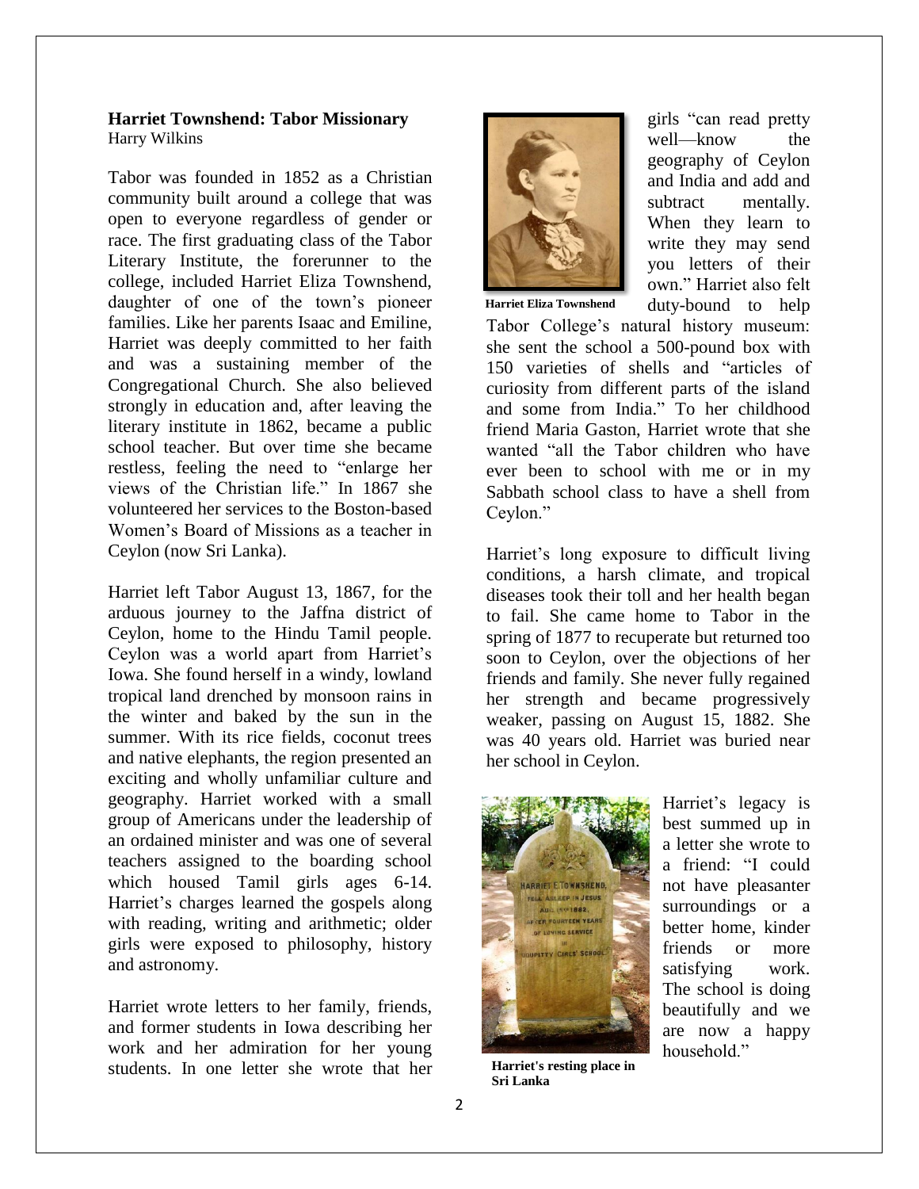## Harriet Townshend: Tabor Missionary

Harry Wilkins

Tabor was founded in 1852 as a Christian community built around a college that was open to everyone regardless of gender or race. The first graduating class of the Tabor Literary Institute, the forerunner to the college, included Harriet Eliza Townshend, daughter of one of the town's pioneer families. Like her parents Isaac and Emiline, Harriet was deeply committed to her faith and was a sustaining member of the Congregational Church. She also believed strongly in education and, after leaving the literary institute in 1862, became a public school teacher. But over time she became restless, feeling the need to "enlarge her views of the Christian life." In 1867 she volunteered her services to the Boston-based Women's Board of Missions as a teacher in Ceylon (now Sri Lanka).

Harriet left Tabor August 13, 1867, for the arduous journey to the Jaffna district of Ceylon, home to the Hindu Tamil people. Ceylon was a world apart from Harriet's Iowa. She found herself in a windy, lowland tropical land drenched by monsoon rains in the winter and baked by the sun in the summer. With its rice fields, coconut trees and native elephants, the region presented an exciting and wholly unfamiliar culture and geography. Harriet worked with a small group of Americans under the leadership of an ordained minister and was one of several teachers assigned to the boarding school which housed Tamil girls ages 6-14. Harriet's charges learned the gospels along with reading, writing and arithmetic; older girls were exposed to philosophy, history and astronomy.

Harriet wrote letters to her family, friends, and former students in Iowa describing her work and her admiration for her young students. In one letter she wrote that her girls "can read pretty well—know the geography of Ceylon and India and add and subtract mentally. When they learn to write they may send you letters of their own." Harriet also felt duty-bound to help Tabor College's natural history museum: she sent the school a 500-pound box with 150 varieties of shells and "articles of curiosity from different parts of the island and some from India." To her childhood friend Maria Gaston, Harriet wrote that she wanted "all the Tabor children who have ever been to school with me or in my Sabbath school class to have a shell from Ceylon."

**Harriet Eliza Townshend**

Harriet's long exposure to difficult living conditions, a harsh climate, and tropical diseases took their toll and her health began to fail. She came home to Tabor in the spring of 1877 to recuperate but returned too soon to Ceylon, over the objections of her friends and family. She never fully regained her strength and became progressively weaker, passing on August 15, 1882. She was 40 years old. Harriet was buried near her school in Ceylon.

**Harriet's resting place in Sri Lanka**

Harriet's legacy is best summed up in a letter she wrote to a friend: "I could not have pleasanter surroundings or a better home, kinder friends or more satisfying work. The school is doing beautifully and we are now a happy household."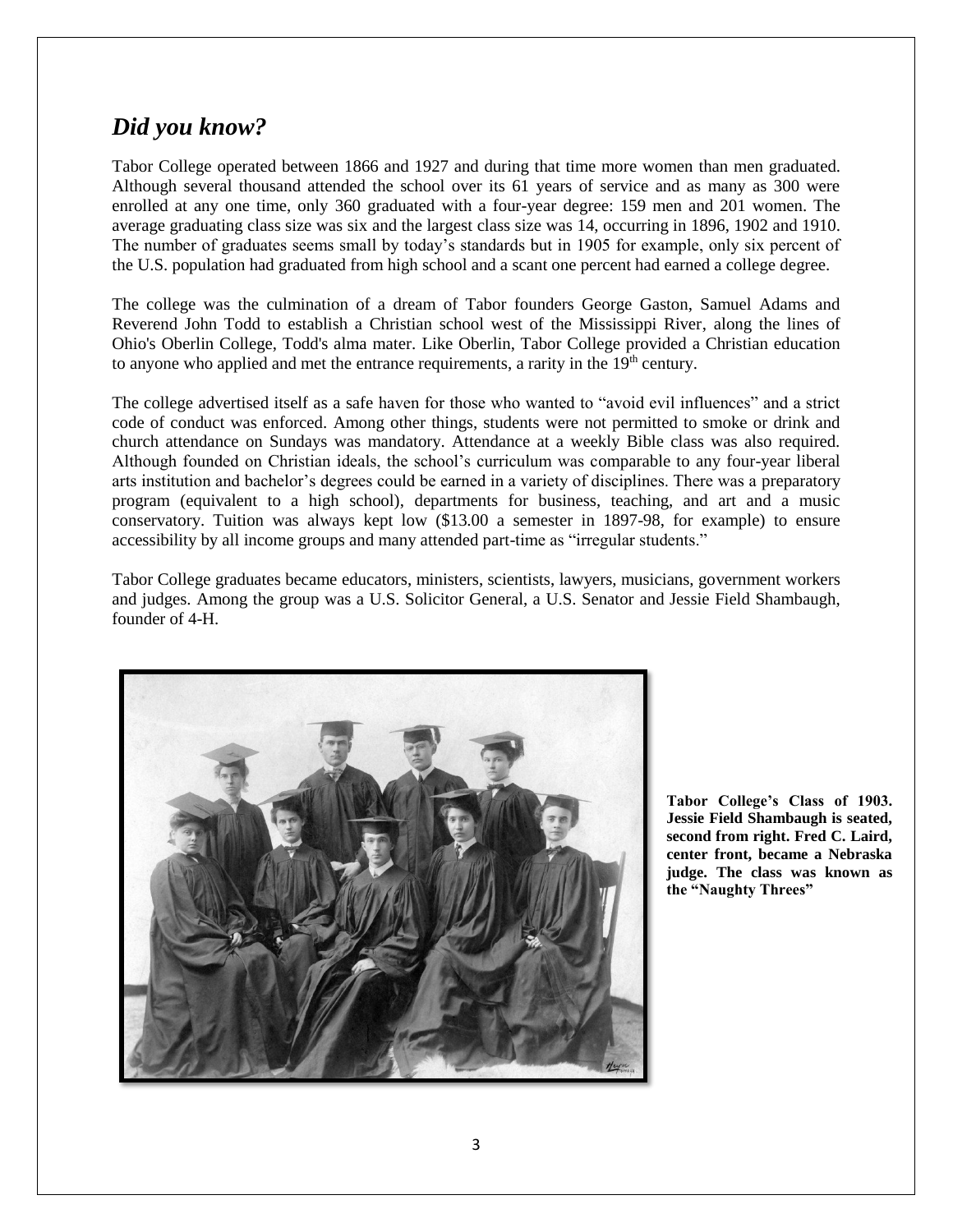## *Did you know?*

Tabor College operated between 1866 and 1927 and during that time more women than men graduated. Although several thousand attended the school over its 61 years of service and as many as 300 were enrolled at any one time, only 360 graduated with a four-year degree: 159 men and 201 women. The average graduating class size was six and the largest class size was 14, occurring in 1896, 1902 and 1910. The number of graduates seems small by today's standards but in 1905 for example, only six percent of the U.S. population had graduated from high school and a scant one percent had earned a college degree.

The college was the culmination of a dream of Tabor founders George Gaston, Samuel Adams and Reverend John Todd to establish a Christian school west of the Mississippi River, along the lines of Ohio's Oberlin College, Todd's alma mater. Like Oberlin, Tabor College provided a Christian education to anyone who applied and met the entrance requirements, a rarity in the 19th century.

The college advertised itself as a safe haven for those who wanted to "avoid evil influences" and a strict code of conduct was enforced. Among other things, students were not permitted to smoke or drink and church attendance on Sundays was mandatory. Attendance at a weekly Bible class was also required. Although founded on Christian ideals, the school's curriculum was comparable to any four-year liberal arts institution and bachelor's degrees could be earned in a variety of disciplines. There was a preparatory program (equivalent to a high school), departments for business, teaching, and art and a music conservatory. Tuition was always kept low ($13.00 a semester in 1897-98, for example) to ensure accessibility by all income groups and many attended part-time as "irregular students."

Tabor College graduates became educators, ministers, scientists, lawyers, musicians, government workers and judges. Among the group was a U.S. Solicitor General, a U.S. Senator and Jessie Field Shambaugh, founder of 4-H.

**Tabor College's Class of 1903. Jessie Field Shambaugh is seated, second from right. Fred C. Laird, center front, became a Nebraska judge. The class was known as the "Naughty Threes"**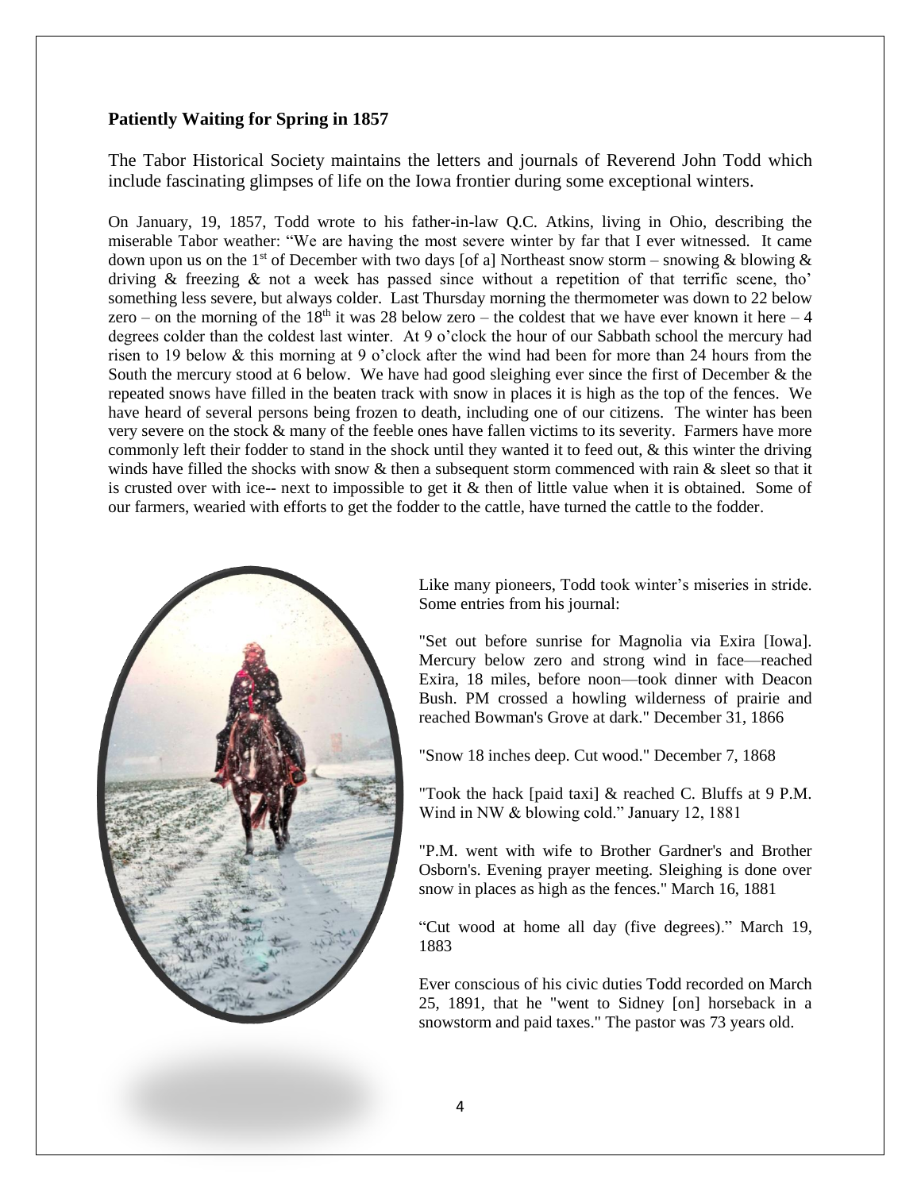**Patiently Waiting for Spring in 1857**

The Tabor Historical Society maintains the letters and journals of Reverend John Todd which include fascinating glimpses of life on the Iowa frontier during some exceptional winters.

On January, 19, 1857, Todd wrote to his father-in-law Q.C. Atkins, living in Ohio, describing the miserable Tabor weather: "We are having the most severe winter by far that I ever witnessed. It came down upon us on the 1st of December with two days [of a] Northeast snow storm – snowing & blowing & driving & freezing & not a week has passed since without a repetition of that terrific scene, tho' something less severe, but always colder. Last Thursday morning the thermometer was down to 22 below zero – on the morning of the 18th it was 28 below zero – the coldest that we have ever known it here – 4 degrees colder than the coldest last winter. At 9 o'clock the hour of our Sabbath school the mercury had risen to 19 below & this morning at 9 o'clock after the wind had been for more than 24 hours from the South the mercury stood at 6 below. We have had good sleighing ever since the first of December & the repeated snows have filled in the beaten track with snow in places it is high as the top of the fences. We have heard of several persons being frozen to death, including one of our citizens. The winter has been very severe on the stock & many of the feeble ones have fallen victims to its severity. Farmers have more commonly left their fodder to stand in the shock until they wanted it to feed out, & this winter the driving winds have filled the shocks with snow & then a subsequent storm commenced with rain & sleet so that it is crusted over with ice-- next to impossible to get it & then of little value when it is obtained. Some of our farmers, wearied with efforts to get the fodder to the cattle, have turned the cattle to the fodder.

Like many pioneers, Todd took winter's miseries in stride. Some entries from his journal:

"Set out before sunrise for Magnolia via Exira [Iowa]. Mercury below zero and strong wind in face—reached Exira, 18 miles, before noon—took dinner with Deacon Bush. PM crossed a howling wilderness of prairie and reached Bowman's Grove at dark." December 31, 1866

"Snow 18 inches deep. Cut wood." December 7, 1868

"Took the hack [paid taxi] & reached C. Bluffs at 9 P.M. Wind in NW & blowing cold." January 12, 1881

"P.M. went with wife to Brother Gardner's and Brother Osborn's. Evening prayer meeting. Sleighing is done over snow in places as high as the fences." March 16, 1881

"Cut wood at home all day (five degrees)." March 19, 1883

Ever conscious of his civic duties Todd recorded on March 25, 1891, that he "went to Sidney [on] horseback in a snowstorm and paid taxes." The pastor was 73 years old.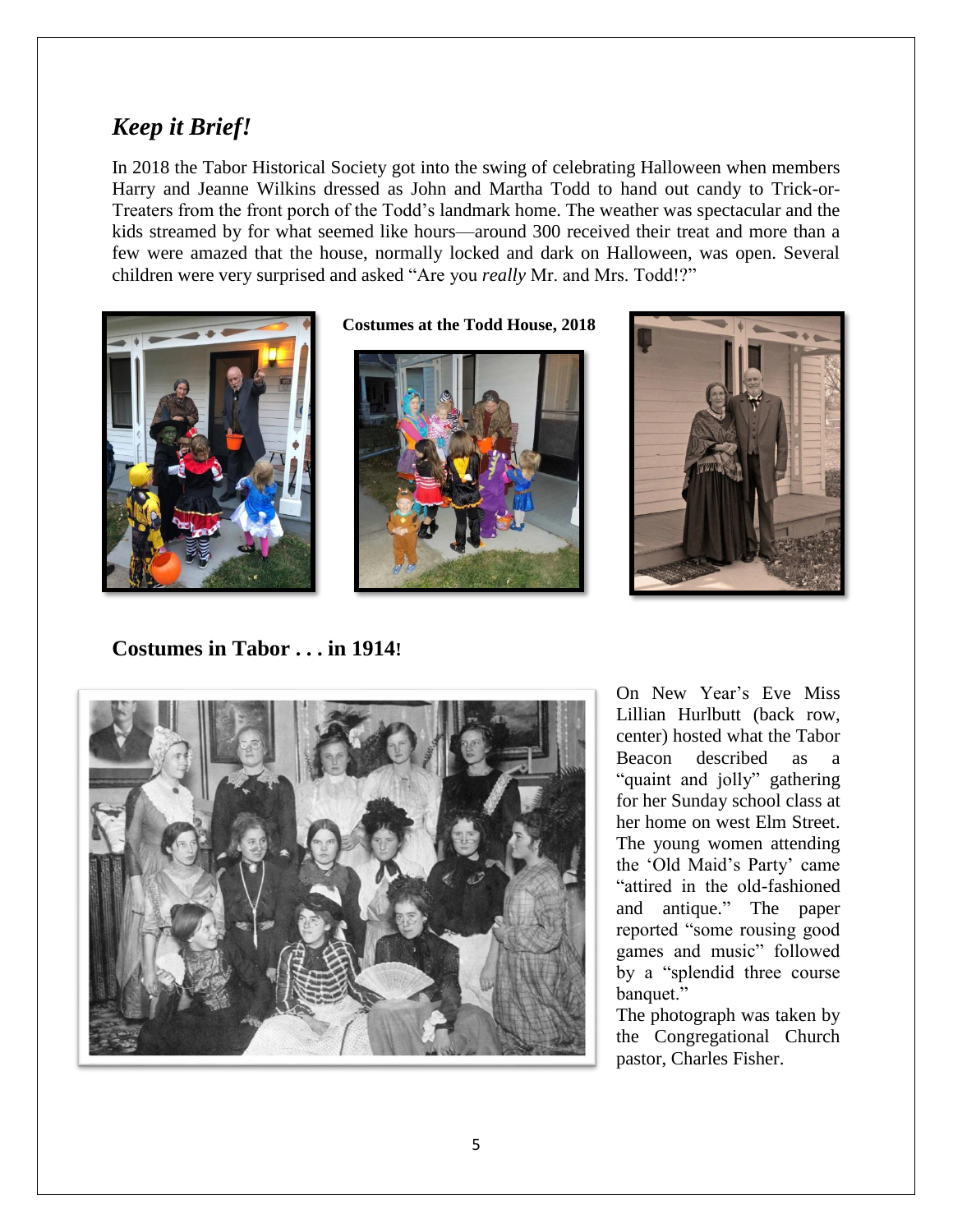## *Keep it Brief!*

In 2018 the Tabor Historical Society got into the swing of celebrating Halloween when members Harry and Jeanne Wilkins dressed as John and Martha Todd to hand out candy to Trick-or-Treaters from the front porch of the Todd's landmark home. The weather was spectacular and the kids streamed by for what seemed like hours—around 300 received their treat and more than a few were amazed that the house, normally locked and dark on Halloween, was open. Several children were very surprised and asked "Are you *really* Mr. and Mrs. Todd!?"

**Costumes at the Todd House, 2018**

## Costumes in Tabor . . . in 1914!

On New Year's Eve Miss Lillian Hurlbutt (back row, center) hosted what the Tabor Beacon described as a "quaint and jolly" gathering for her Sunday school class at her home on west Elm Street. The young women attending the 'Old Maid's Party' came "attired in the old-fashioned and antique." The paper reported "some rousing good games and music" followed by a "splendid three course banquet."

The photograph was taken by the Congregational Church pastor, Charles Fisher.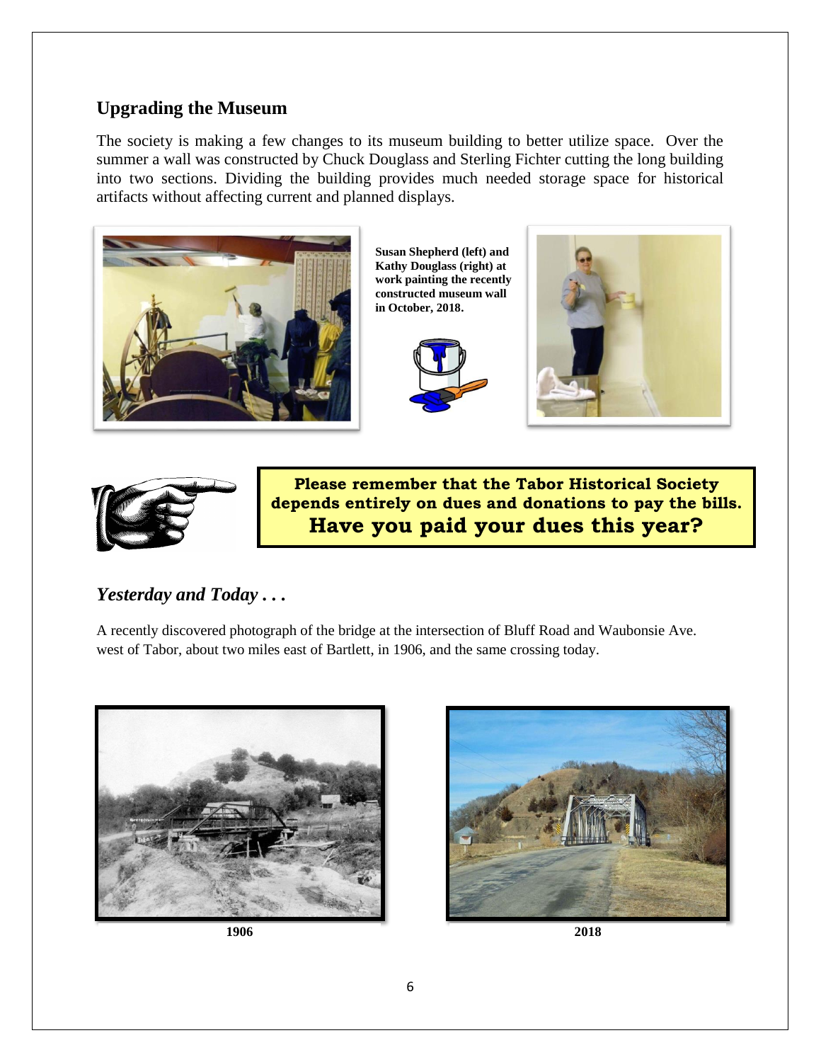## Upgrading the Museum

The society is making a few changes to its museum building to better utilize space. Over the summer a wall was constructed by Chuck Douglass and Sterling Fichter cutting the long building into two sections. Dividing the building provides much needed storage space for historical artifacts without affecting current and planned displays.

**Susan Shepherd (left) and Kathy Douglass (right) at work painting the recently constructed museum wall in October, 2018.**

**Please remember that the Tabor Historical Society depends entirely on dues and donations to pay the bills.**

**Have you paid your dues this year?**

## *Yesterday and Today . . .*

A recently discovered photograph of the bridge at the intersection of Bluff Road and Waubonsie Ave. west of Tabor, about two miles east of Bartlett, in 1906, and the same crossing today.

**1906**

**2018**